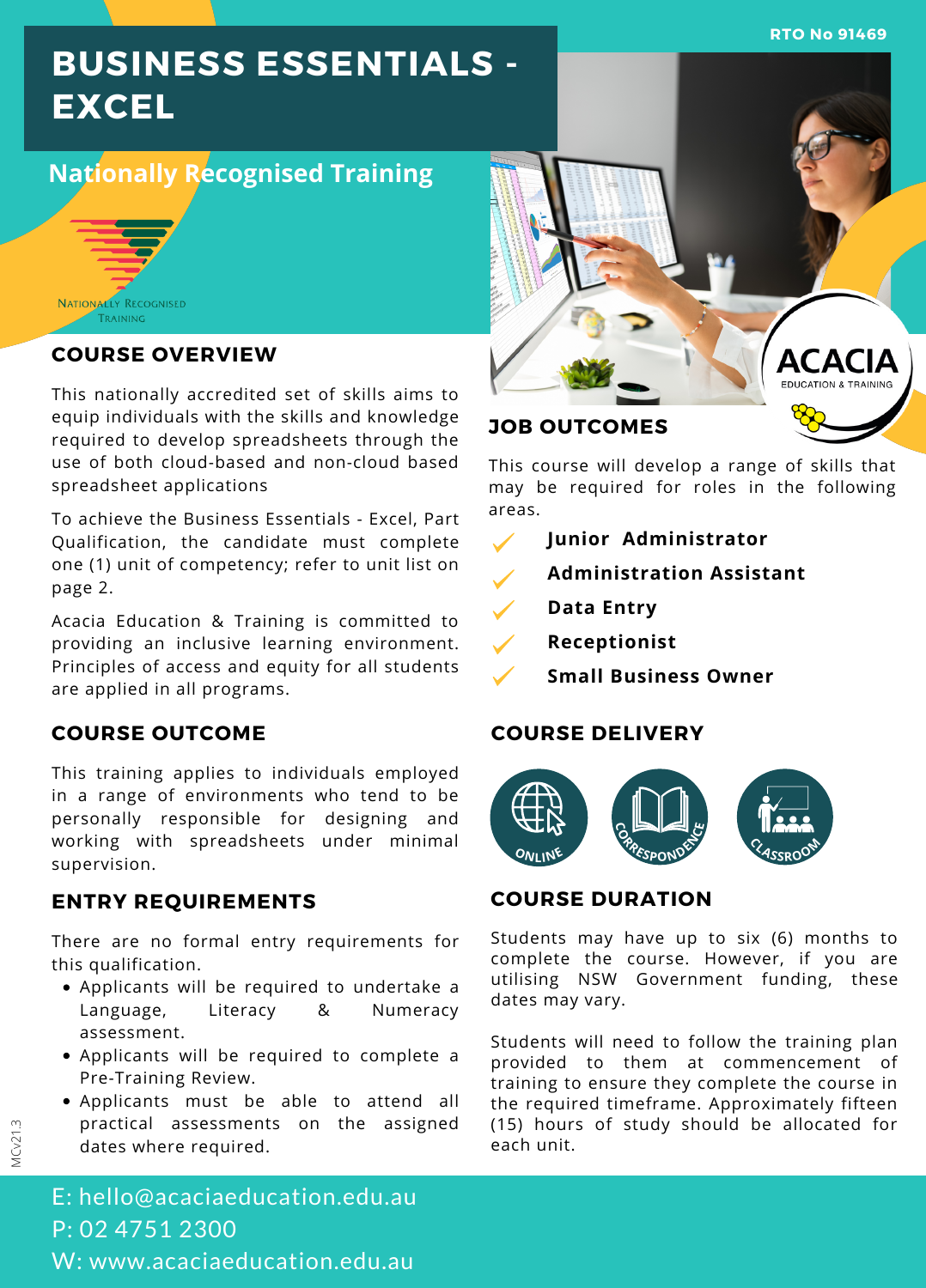RTO No 91469

# BUSINESS ESSENTIALS - EXCEL

## Nationally Recognised Training

NATIONALLY RECOGNISED TRAINING

ACACIA EDUCATION & TRAINING

## COURSE OVERVIEW

This nationally accredited set of skills aims to equip individuals with the skills and knowledge required to develop spreadsheets through the use of both cloud-based and non-cloud based spreadsheet applications

To achieve the Business Essentials - Excel, Part Qualification, the candidate must complete one (1) unit of competency; refer to unit list on page 2.

Acacia Education & Training is committed to providing an inclusive learning environment. Principles of access and equity for all students are applied in all programs.

## COURSE OUTCOME

This training applies to individuals employed in a range of environments who tend to be personally responsible for designing and working with spreadsheets under minimal supervision.

## ENTRY REQUIREMENTS

There are no formal entry requirements for this qualification.

- Applicants will be required to undertake a Language, Literacy & Numeracy assessment.
- Applicants will be required to complete a Pre-Training Review.
- Applicants must be able to attend all practical assessments on the assigned dates where required.

## JOB OUTCOMES

This course will develop a range of skills that may be required for roles in the following areas.

- ✓ **Junior Administrator**
- ✓ **Administration Assistant**
- ✓ **Data Entry**
- ✓ **Receptionist**
- ✓ **Small Business Owner**

## COURSE DELIVERY

ONLINE | CORRESPONDENCE | CLASSROOM

## COURSE DURATION

Students may have up to six (6) months to complete the course. However, if you are utilising NSW Government funding, these dates may vary.

Students will need to follow the training plan provided to them at commencement of training to ensure they complete the course in the required timeframe. Approximately fifteen (15) hours of study should be allocated for each unit.

MCv21.3

E: hello@acaciaeducation.edu.au
P: 02 4751 2300
W: www.acaciaeducation.edu.au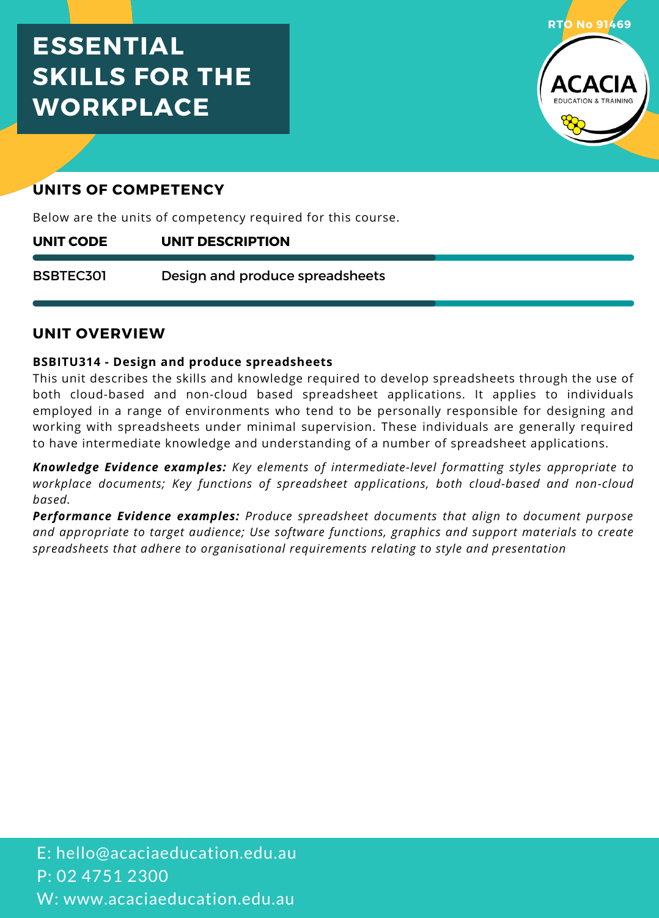# ESSENTIAL SKILLS FOR THE WORKPLACE

RTO No 91469

ACACIA
EDUCATION & TRAINING

## UNITS OF COMPETENCY

Below are the units of competency required for this course.

| UNIT CODE | UNIT DESCRIPTION |
|---|---|
| BSBTEC301 | Design and produce spreadsheets |

## UNIT OVERVIEW

**BSBITU314 - Design and produce spreadsheets**
This unit describes the skills and knowledge required to develop spreadsheets through the use of both cloud-based and non-cloud based spreadsheet applications. It applies to individuals employed in a range of environments who tend to be personally responsible for designing and working with spreadsheets under minimal supervision. These individuals are generally required to have intermediate knowledge and understanding of a number of spreadsheet applications.

***Knowledge Evidence examples:*** *Key elements of intermediate-level formatting styles appropriate to workplace documents; Key functions of spreadsheet applications, both cloud-based and non-cloud based.*
***Performance Evidence examples:*** *Produce spreadsheet documents that align to document purpose and appropriate to target audience; Use software functions, graphics and support materials to create spreadsheets that adhere to organisational requirements relating to style and presentation*

E: hello@acaciaeducation.edu.au
P: 02 4751 2300
W: www.acaciaeducation.edu.au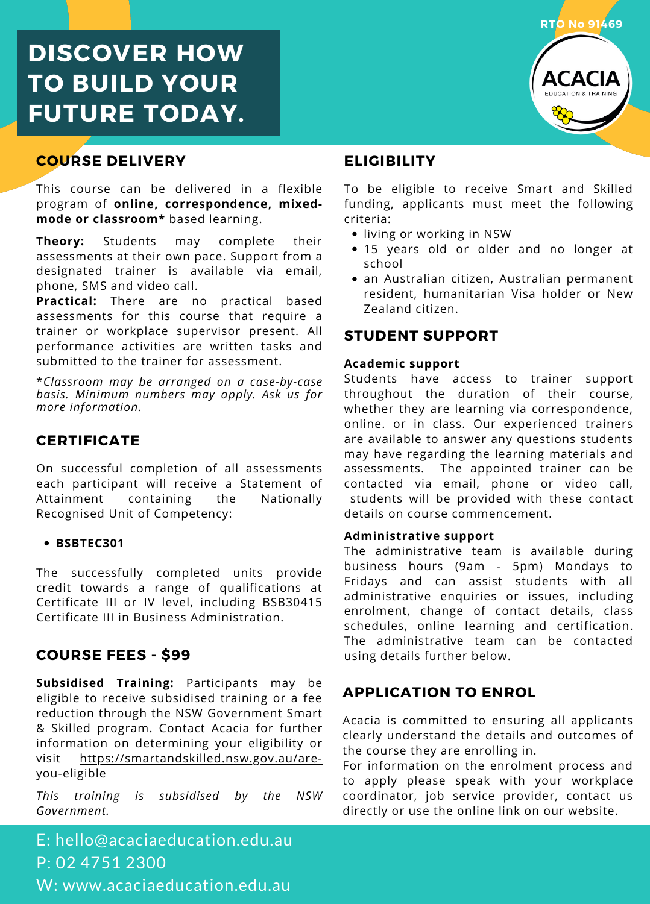RTO No 91469

ACACIA
EDUCATION & TRAINING

# DISCOVER HOW TO BUILD YOUR FUTURE TODAY.

## COURSE DELIVERY

This course can be delivered in a flexible program of **online, correspondence, mixed-mode or classroom*** based learning.

**Theory:** Students may complete their assessments at their own pace. Support from a designated trainer is available via email, phone, SMS and video call.
**Practical:** There are no practical based assessments for this course that require a trainer or workplace supervisor present. All performance activities are written tasks and submitted to the trainer for assessment.

*\*Classroom may be arranged on a case-by-case basis. Minimum numbers may apply. Ask us for more information.*

## CERTIFICATE

On successful completion of all assessments each participant will receive a Statement of Attainment containing the Nationally Recognised Unit of Competency:

- **BSBTEC301**

The successfully completed units provide credit towards a range of qualifications at Certificate III or IV level, including BSB30415 Certificate III in Business Administration.

## COURSE FEES - $99

**Subsidised Training:** Participants may be eligible to receive subsidised training or a fee reduction through the NSW Government Smart & Skilled program. Contact Acacia for further information on determining your eligibility or visit https://smartandskilled.nsw.gov.au/are-you-eligible

*This training is subsidised by the NSW Government.*

## ELIGIBILITY

To be eligible to receive Smart and Skilled funding, applicants must meet the following criteria:

- living or working in NSW
- 15 years old or older and no longer at school
- an Australian citizen, Australian permanent resident, humanitarian Visa holder or New Zealand citizen.

## STUDENT SUPPORT

### Academic support

Students have access to trainer support throughout the duration of their course, whether they are learning via correspondence, online. or in class. Our experienced trainers are available to answer any questions students may have regarding the learning materials and assessments. The appointed trainer can be contacted via email, phone or video call, students will be provided with these contact details on course commencement.

### Administrative support

The administrative team is available during business hours (9am - 5pm) Mondays to Fridays and can assist students with all administrative enquiries or issues, including enrolment, change of contact details, class schedules, online learning and certification. The administrative team can be contacted using details further below.

## APPLICATION TO ENROL

Acacia is committed to ensuring all applicants clearly understand the details and outcomes of the course they are enrolling in.
For information on the enrolment process and to apply please speak with your workplace coordinator, job service provider, contact us directly or use the online link on our website.

E: hello@acaciaeducation.edu.au
P: 02 4751 2300
W: www.acaciaeducation.edu.au